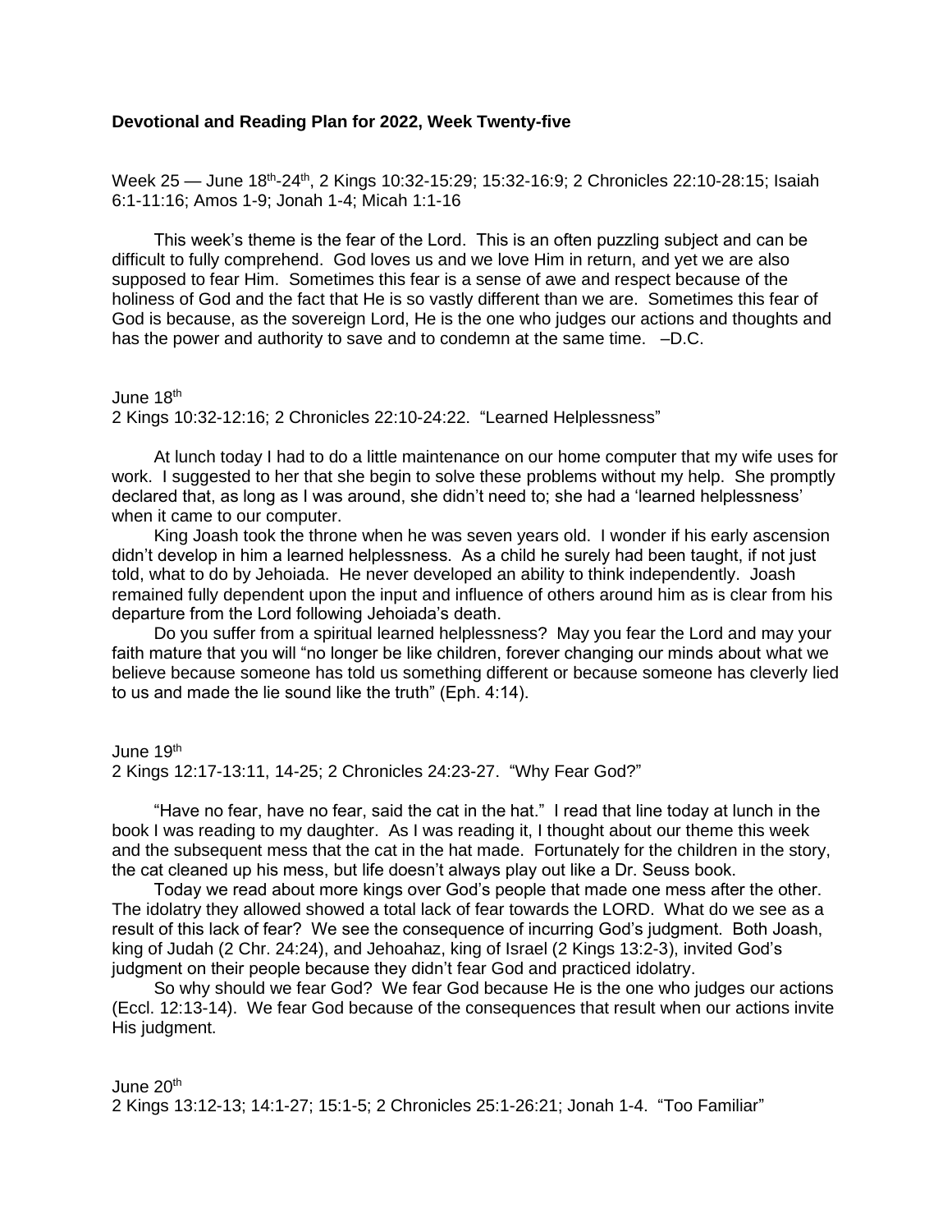**Devotional and Reading Plan for 2022, Week Twenty-five**

Week 25 — June 18th-24th, 2 Kings 10:32-15:29; 15:32-16:9; 2 Chronicles 22:10-28:15; Isaiah 6:1-11:16; Amos 1-9; Jonah 1-4; Micah 1:1-16

This week's theme is the fear of the Lord. This is an often puzzling subject and can be difficult to fully comprehend. God loves us and we love Him in return, and yet we are also supposed to fear Him. Sometimes this fear is a sense of awe and respect because of the holiness of God and the fact that He is so vastly different than we are. Sometimes this fear of God is because, as the sovereign Lord, He is the one who judges our actions and thoughts and has the power and authority to save and to condemn at the same time. –D.C.

June 18th

2 Kings 10:32-12:16; 2 Chronicles 22:10-24:22. "Learned Helplessness"

At lunch today I had to do a little maintenance on our home computer that my wife uses for work. I suggested to her that she begin to solve these problems without my help. She promptly declared that, as long as I was around, she didn't need to; she had a 'learned helplessness' when it came to our computer.

King Joash took the throne when he was seven years old. I wonder if his early ascension didn't develop in him a learned helplessness. As a child he surely had been taught, if not just told, what to do by Jehoiada. He never developed an ability to think independently. Joash remained fully dependent upon the input and influence of others around him as is clear from his departure from the Lord following Jehoiada's death.

Do you suffer from a spiritual learned helplessness? May you fear the Lord and may your faith mature that you will "no longer be like children, forever changing our minds about what we believe because someone has told us something different or because someone has cleverly lied to us and made the lie sound like the truth" (Eph. 4:14).

June 19th

2 Kings 12:17-13:11, 14-25; 2 Chronicles 24:23-27. "Why Fear God?"

"Have no fear, have no fear, said the cat in the hat." I read that line today at lunch in the book I was reading to my daughter. As I was reading it, I thought about our theme this week and the subsequent mess that the cat in the hat made. Fortunately for the children in the story, the cat cleaned up his mess, but life doesn't always play out like a Dr. Seuss book.

Today we read about more kings over God's people that made one mess after the other. The idolatry they allowed showed a total lack of fear towards the LORD. What do we see as a result of this lack of fear? We see the consequence of incurring God's judgment. Both Joash, king of Judah (2 Chr. 24:24), and Jehoahaz, king of Israel (2 Kings 13:2-3), invited God's judgment on their people because they didn't fear God and practiced idolatry.

So why should we fear God? We fear God because He is the one who judges our actions (Eccl. 12:13-14). We fear God because of the consequences that result when our actions invite His judgment.

June 20th

2 Kings 13:12-13; 14:1-27; 15:1-5; 2 Chronicles 25:1-26:21; Jonah 1-4. "Too Familiar"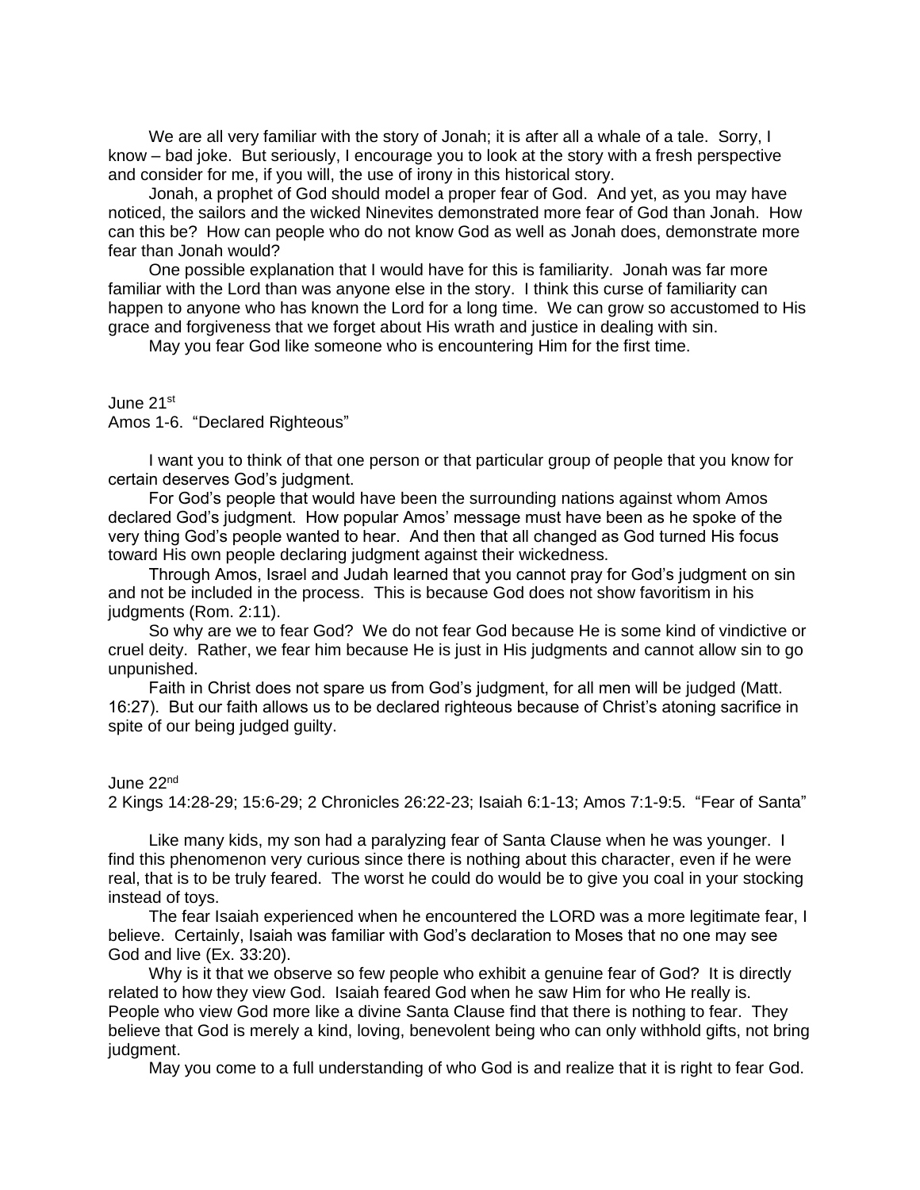We are all very familiar with the story of Jonah; it is after all a whale of a tale. Sorry, I know – bad joke. But seriously, I encourage you to look at the story with a fresh perspective and consider for me, if you will, the use of irony in this historical story.

Jonah, a prophet of God should model a proper fear of God. And yet, as you may have noticed, the sailors and the wicked Ninevites demonstrated more fear of God than Jonah. How can this be? How can people who do not know God as well as Jonah does, demonstrate more fear than Jonah would?

One possible explanation that I would have for this is familiarity. Jonah was far more familiar with the Lord than was anyone else in the story. I think this curse of familiarity can happen to anyone who has known the Lord for a long time. We can grow so accustomed to His grace and forgiveness that we forget about His wrath and justice in dealing with sin.

May you fear God like someone who is encountering Him for the first time.

June 21st
Amos 1-6. "Declared Righteous"

I want you to think of that one person or that particular group of people that you know for certain deserves God's judgment.

For God's people that would have been the surrounding nations against whom Amos declared God's judgment. How popular Amos' message must have been as he spoke of the very thing God's people wanted to hear. And then that all changed as God turned His focus toward His own people declaring judgment against their wickedness.

Through Amos, Israel and Judah learned that you cannot pray for God's judgment on sin and not be included in the process. This is because God does not show favoritism in his judgments (Rom. 2:11).

So why are we to fear God? We do not fear God because He is some kind of vindictive or cruel deity. Rather, we fear him because He is just in His judgments and cannot allow sin to go unpunished.

Faith in Christ does not spare us from God's judgment, for all men will be judged (Matt. 16:27). But our faith allows us to be declared righteous because of Christ's atoning sacrifice in spite of our being judged guilty.

June 22nd
2 Kings 14:28-29; 15:6-29; 2 Chronicles 26:22-23; Isaiah 6:1-13; Amos 7:1-9:5. "Fear of Santa"

Like many kids, my son had a paralyzing fear of Santa Clause when he was younger. I find this phenomenon very curious since there is nothing about this character, even if he were real, that is to be truly feared. The worst he could do would be to give you coal in your stocking instead of toys.

The fear Isaiah experienced when he encountered the LORD was a more legitimate fear, I believe. Certainly, Isaiah was familiar with God's declaration to Moses that no one may see God and live (Ex. 33:20).

Why is it that we observe so few people who exhibit a genuine fear of God? It is directly related to how they view God. Isaiah feared God when he saw Him for who He really is. People who view God more like a divine Santa Clause find that there is nothing to fear. They believe that God is merely a kind, loving, benevolent being who can only withhold gifts, not bring judgment.

May you come to a full understanding of who God is and realize that it is right to fear God.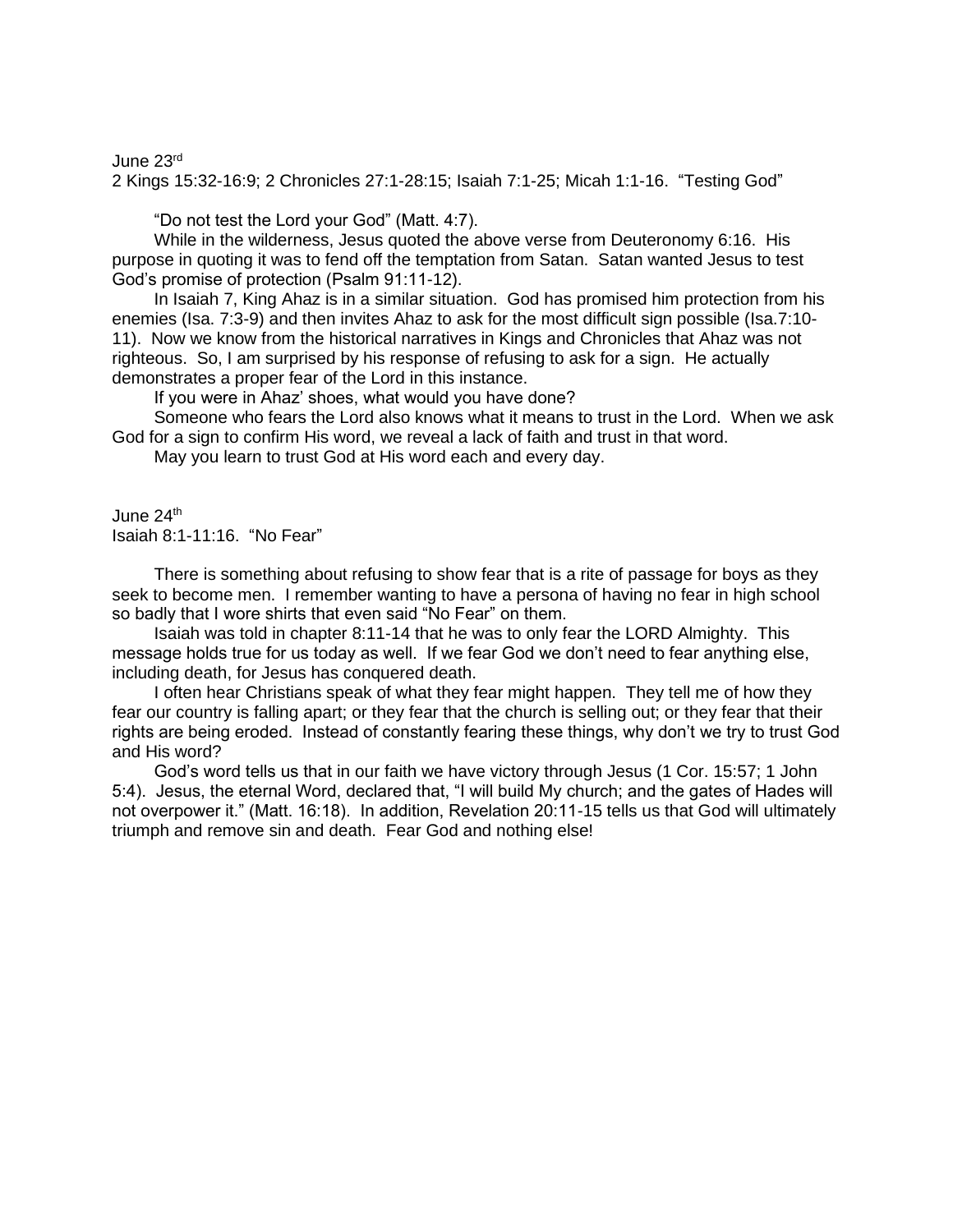June 23rd

2 Kings 15:32-16:9; 2 Chronicles 27:1-28:15; Isaiah 7:1-25; Micah 1:1-16. "Testing God"

"Do not test the Lord your God" (Matt. 4:7).

While in the wilderness, Jesus quoted the above verse from Deuteronomy 6:16. His purpose in quoting it was to fend off the temptation from Satan. Satan wanted Jesus to test God's promise of protection (Psalm 91:11-12).

In Isaiah 7, King Ahaz is in a similar situation. God has promised him protection from his enemies (Isa. 7:3-9) and then invites Ahaz to ask for the most difficult sign possible (Isa.7:10-11). Now we know from the historical narratives in Kings and Chronicles that Ahaz was not righteous. So, I am surprised by his response of refusing to ask for a sign. He actually demonstrates a proper fear of the Lord in this instance.

If you were in Ahaz' shoes, what would you have done?

Someone who fears the Lord also knows what it means to trust in the Lord. When we ask God for a sign to confirm His word, we reveal a lack of faith and trust in that word.

May you learn to trust God at His word each and every day.

June 24th

Isaiah 8:1-11:16. "No Fear"

There is something about refusing to show fear that is a rite of passage for boys as they seek to become men. I remember wanting to have a persona of having no fear in high school so badly that I wore shirts that even said "No Fear" on them.

Isaiah was told in chapter 8:11-14 that he was to only fear the LORD Almighty. This message holds true for us today as well. If we fear God we don't need to fear anything else, including death, for Jesus has conquered death.

I often hear Christians speak of what they fear might happen. They tell me of how they fear our country is falling apart; or they fear that the church is selling out; or they fear that their rights are being eroded. Instead of constantly fearing these things, why don't we try to trust God and His word?

God's word tells us that in our faith we have victory through Jesus (1 Cor. 15:57; 1 John 5:4). Jesus, the eternal Word, declared that, "I will build My church; and the gates of Hades will not overpower it." (Matt. 16:18). In addition, Revelation 20:11-15 tells us that God will ultimately triumph and remove sin and death. Fear God and nothing else!